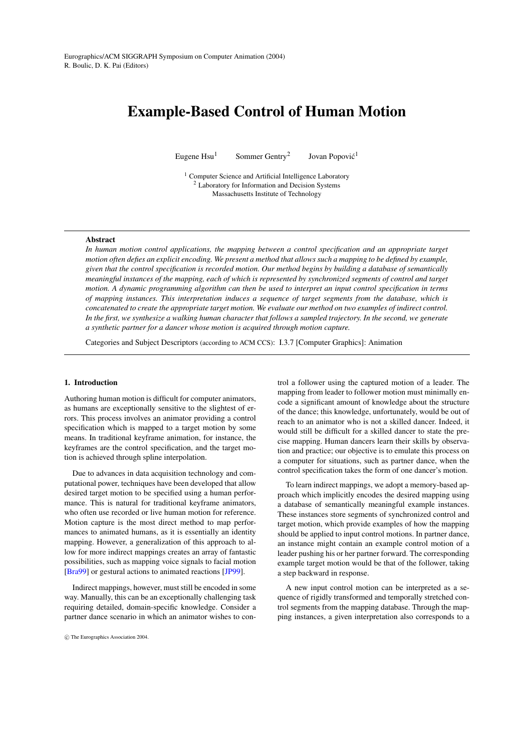# Example-Based Control of Human Motion

Eugene Hsu[1] Sommer Gentry[2] Jovan Popović[1]

[1] Computer Science and Artificial Intelligence Laboratory
[2] Laboratory for Information and Decision Systems
Massachusetts Institute of Technology

---

**Abstract**

*In human motion control applications, the mapping between a control specification and an appropriate target motion often defies an explicit encoding. We present a method that allows such a mapping to be defined by example, given that the control specification is recorded motion. Our method begins by building a database of semantically meaningful instances of the mapping, each of which is represented by synchronized segments of control and target motion. A dynamic programming algorithm can then be used to interpret an input control specification in terms of mapping instances. This interpretation induces a sequence of target segments from the database, which is concatenated to create the appropriate target motion. We evaluate our method on two examples of indirect control. In the first, we synthesize a walking human character that follows a sampled trajectory. In the second, we generate a synthetic partner for a dancer whose motion is acquired through motion capture.*

Categories and Subject Descriptors (according to ACM CCS): I.3.7 [Computer Graphics]: Animation

---

## 1. Introduction

Authoring human motion is difficult for computer animators, as humans are exceptionally sensitive to the slightest of errors. This process involves an animator providing a control specification which is mapped to a target motion by some means. In traditional keyframe animation, for instance, the keyframes are the control specification, and the target motion is achieved through spline interpolation.

Due to advances in data acquisition technology and computational power, techniques have been developed that allow desired target motion to be specified using a human performance. This is natural for traditional keyframe animators, who often use recorded or live human motion for reference. Motion capture is the most direct method to map performances to animated humans, as it is essentially an identity mapping. However, a generalization of this approach to allow for more indirect mappings creates an array of fantastic possibilities, such as mapping voice signals to facial motion [Bra99] or gestural actions to animated reactions [JP99].

Indirect mappings, however, must still be encoded in some way. Manually, this can be an exceptionally challenging task requiring detailed, domain-specific knowledge. Consider a partner dance scenario in which an animator wishes to control a follower using the captured motion of a leader. The mapping from leader to follower motion must minimally encode a significant amount of knowledge about the structure of the dance; this knowledge, unfortunately, would be out of reach to an animator who is not a skilled dancer. Indeed, it would still be difficult for a skilled dancer to state the precise mapping. Human dancers learn their skills by observation and practice; our objective is to emulate this process on a computer for situations, such as partner dance, when the control specification takes the form of one dancer's motion.

To learn indirect mappings, we adopt a memory-based approach which implicitly encodes the desired mapping using a database of semantically meaningful example instances. These instances store segments of synchronized control and target motion, which provide examples of how the mapping should be applied to input control motions. In partner dance, an instance might contain an example control motion of a leader pushing his or her partner forward. The corresponding example target motion would be that of the follower, taking a step backward in response.

A new input control motion can be interpreted as a sequence of rigidly transformed and temporally stretched control segments from the mapping database. Through the mapping instances, a given interpretation also corresponds to a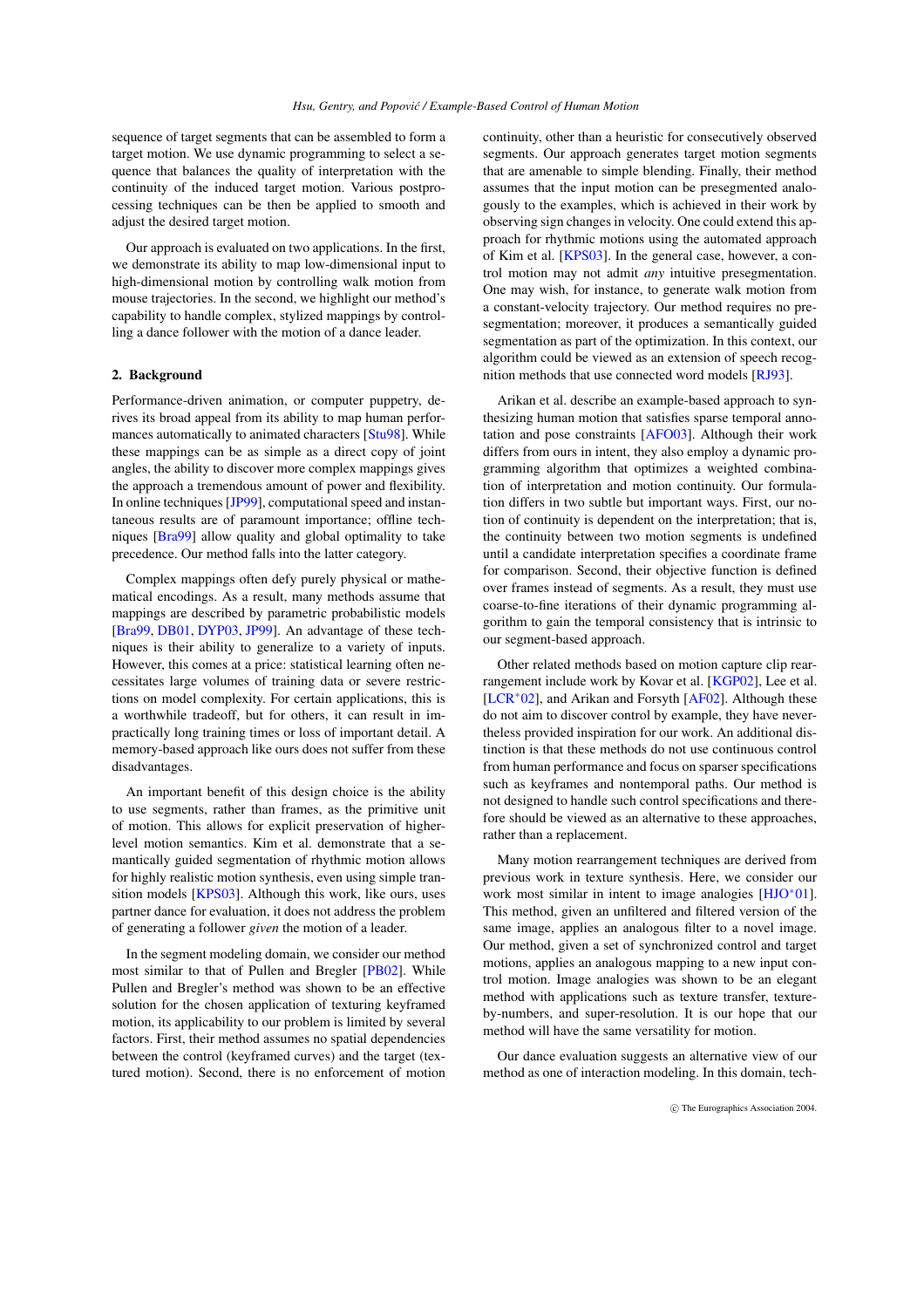sequence of target segments that can be assembled to form a target motion. We use dynamic programming to select a sequence that balances the quality of interpretation with the continuity of the induced target motion. Various postprocessing techniques can be then be applied to smooth and adjust the desired target motion.

Our approach is evaluated on two applications. In the first, we demonstrate its ability to map low-dimensional input to high-dimensional motion by controlling walk motion from mouse trajectories. In the second, we highlight our method's capability to handle complex, stylized mappings by controlling a dance follower with the motion of a dance leader.

## 2. Background

Performance-driven animation, or computer puppetry, derives its broad appeal from its ability to map human performances automatically to animated characters [Stu98]. While these mappings can be as simple as a direct copy of joint angles, the ability to discover more complex mappings gives the approach a tremendous amount of power and flexibility. In online techniques [JP99], computational speed and instantaneous results are of paramount importance; offline techniques [Bra99] allow quality and global optimality to take precedence. Our method falls into the latter category.

Complex mappings often defy purely physical or mathematical encodings. As a result, many methods assume that mappings are described by parametric probabilistic models [Bra99, DB01, DYP03, JP99]. An advantage of these techniques is their ability to generalize to a variety of inputs. However, this comes at a price: statistical learning often necessitates large volumes of training data or severe restrictions on model complexity. For certain applications, this is a worthwhile tradeoff, but for others, it can result in impractically long training times or loss of important detail. A memory-based approach like ours does not suffer from these disadvantages.

An important benefit of this design choice is the ability to use segments, rather than frames, as the primitive unit of motion. This allows for explicit preservation of higher-level motion semantics. Kim et al. demonstrate that a semantically guided segmentation of rhythmic motion allows for highly realistic motion synthesis, even using simple transition models [KPS03]. Although this work, like ours, uses partner dance for evaluation, it does not address the problem of generating a follower *given* the motion of a leader.

In the segment modeling domain, we consider our method most similar to that of Pullen and Bregler [PB02]. While Pullen and Bregler's method was shown to be an effective solution for the chosen application of texturing keyframed motion, its applicability to our problem is limited by several factors. First, their method assumes no spatial dependencies between the control (keyframed curves) and the target (textured motion). Second, there is no enforcement of motion continuity, other than a heuristic for consecutively observed segments. Our approach generates target motion segments that are amenable to simple blending. Finally, their method assumes that the input motion can be presegmented analogously to the examples, which is achieved in their work by observing sign changes in velocity. One could extend this approach for rhythmic motions using the automated approach of Kim et al. [KPS03]. In the general case, however, a control motion may not admit *any* intuitive presegmentation. One may wish, for instance, to generate walk motion from a constant-velocity trajectory. Our method requires no presegmentation; moreover, it produces a semantically guided segmentation as part of the optimization. In this context, our algorithm could be viewed as an extension of speech recognition methods that use connected word models [RJ93].

Arikan et al. describe an example-based approach to synthesizing human motion that satisfies sparse temporal annotation and pose constraints [AFO03]. Although their work differs from ours in intent, they also employ a dynamic programming algorithm that optimizes a weighted combination of interpretation and motion continuity. Our formulation differs in two subtle but important ways. First, our notion of continuity is dependent on the interpretation; that is, the continuity between two motion segments is undefined until a candidate interpretation specifies a coordinate frame for comparison. Second, their objective function is defined over frames instead of segments. As a result, they must use coarse-to-fine iterations of their dynamic programming algorithm to gain the temporal consistency that is intrinsic to our segment-based approach.

Other related methods based on motion capture clip rearrangement include work by Kovar et al. [KGP02], Lee et al. [LCR*02], and Arikan and Forsyth [AF02]. Although these do not aim to discover control by example, they have nevertheless provided inspiration for our work. An additional distinction is that these methods do not use continuous control from human performance and focus on sparser specifications such as keyframes and nontemporal paths. Our method is not designed to handle such control specifications and therefore should be viewed as an alternative to these approaches, rather than a replacement.

Many motion rearrangement techniques are derived from previous work in texture synthesis. Here, we consider our work most similar in intent to image analogies [HJO*01]. This method, given an unfiltered and filtered version of the same image, applies an analogous filter to a novel image. Our method, given a set of synchronized control and target motions, applies an analogous mapping to a new input control motion. Image analogies was shown to be an elegant method with applications such as texture transfer, texture-by-numbers, and super-resolution. It is our hope that our method will have the same versatility for motion.

Our dance evaluation suggests an alternative view of our method as one of interaction modeling. In this domain, tech-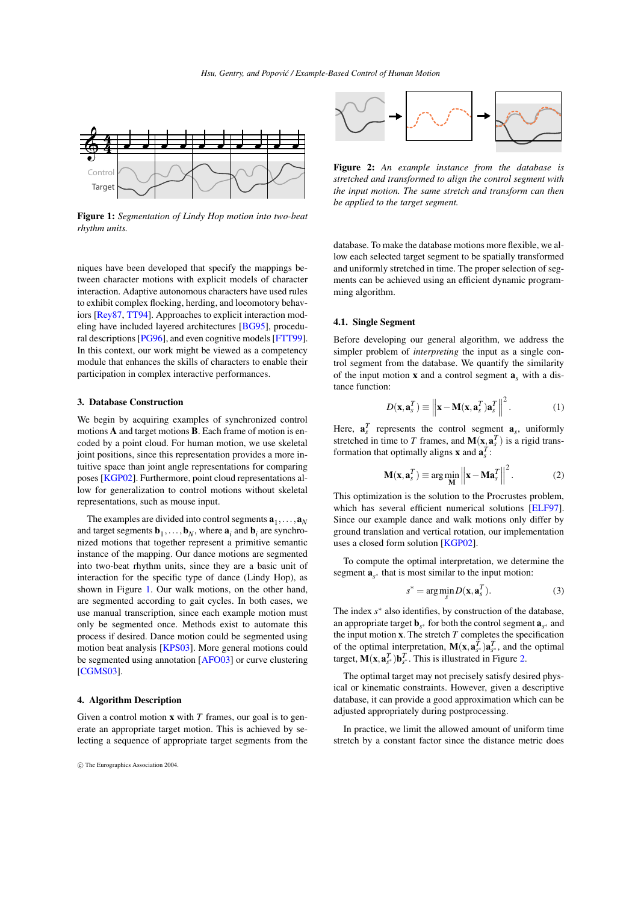Figure 1: *Segmentation of Lindy Hop motion into two-beat rhythm units.*

niques have been developed that specify the mappings between character motions with explicit models of character interaction. Adaptive autonomous characters have used rules to exhibit complex flocking, herding, and locomotory behaviors [Rey87, TT94]. Approaches to explicit interaction modeling have included layered architectures [BG95], procedural descriptions [PG96], and even cognitive models [FTT99]. In this context, our work might be viewed as a competency module that enhances the skills of characters to enable their participation in complex interactive performances.

## 3. Database Construction

We begin by acquiring examples of synchronized control motions $\mathbf{A}$ and target motions $\mathbf{B}$. Each frame of motion is encoded by a point cloud. For human motion, we use skeletal joint positions, since this representation provides a more intuitive space than joint angle representations for comparing poses [KGP02]. Furthermore, point cloud representations allow for generalization to control motions without skeletal representations, such as mouse input.

The examples are divided into control segments $\mathbf{a}_1, \ldots, \mathbf{a}_N$ and target segments $\mathbf{b}_1, \ldots, \mathbf{b}_N$, where $\mathbf{a}_i$ and $\mathbf{b}_i$ are synchronized motions that together represent a primitive semantic instance of the mapping. Our dance motions are segmented into two-beat rhythm units, since they are a basic unit of interaction for the specific type of dance (Lindy Hop), as shown in Figure 1. Our walk motions, on the other hand, are segmented according to gait cycles. In both cases, we use manual transcription, since each example motion must only be segmented once. Methods exist to automate this process if desired. Dance motion could be segmented using motion beat analysis [KPS03]. More general motions could be segmented using annotation [AFO03] or curve clustering [CGMS03].

## 4. Algorithm Description

Given a control motion $\mathbf{x}$ with $T$ frames, our goal is to generate an appropriate target motion. This is achieved by selecting a sequence of appropriate target segments from the database. To make the database motions more flexible, we allow each selected target segment to be spatially transformed and uniformly stretched in time. The proper selection of segments can be achieved using an efficient dynamic programming algorithm.

Figure 2: *An example instance from the database is stretched and transformed to align the control segment with the input motion. The same stretch and transform can then be applied to the target segment.*

### 4.1. Single Segment

Before developing our general algorithm, we address the simpler problem of *interpreting* the input as a single control segment from the database. We quantify the similarity of the input motion $\mathbf{x}$ and a control segment $\mathbf{a}_s$ with a distance function:

$$D(\mathbf{x}, \mathbf{a}_s^T) \equiv \left\| \mathbf{x} - \mathbf{M}(\mathbf{x}, \mathbf{a}_s^T)\mathbf{a}_s^T \right\|^2. \quad (1)$$

Here, $\mathbf{a}_s^T$ represents the control segment $\mathbf{a}_s$, uniformly stretched in time to $T$ frames, and $\mathbf{M}(\mathbf{x}, \mathbf{a}_s^T)$ is a rigid transformation that optimally aligns $\mathbf{x}$ and $\mathbf{a}_s^T$:

$$\mathbf{M}(\mathbf{x}, \mathbf{a}_s^T) \equiv \arg\min_{\mathbf{M}} \left\| \mathbf{x} - \mathbf{M}\mathbf{a}_s^T \right\|^2. \quad (2)$$

This optimization is the solution to the Procrustes problem, which has several efficient numerical solutions [ELF97]. Since our example dance and walk motions only differ by ground translation and vertical rotation, our implementation uses a closed form solution [KGP02].

To compute the optimal interpretation, we determine the segment $\mathbf{a}_{s^*}$ that is most similar to the input motion:

$$s^* = \arg\min_s D(\mathbf{x}, \mathbf{a}_s^T). \quad (3)$$

The index $s^*$ also identifies, by construction of the database, an appropriate target $\mathbf{b}_{s^*}$ for both the control segment $\mathbf{a}_{s^*}$ and the input motion $\mathbf{x}$. The stretch $T$ completes the specification of the optimal interpretation, $\mathbf{M}(\mathbf{x}, \mathbf{a}_{s^*}^T)\mathbf{a}_{s^*}^T$, and the optimal target, $\mathbf{M}(\mathbf{x}, \mathbf{a}_{s^*}^T)\mathbf{b}_{s^*}^T$. This is illustrated in Figure 2.

The optimal target may not precisely satisfy desired physical or kinematic constraints. However, given a descriptive database, it can provide a good approximation which can be adjusted appropriately during postprocessing.

In practice, we limit the allowed amount of uniform time stretch by a constant factor since the distance metric does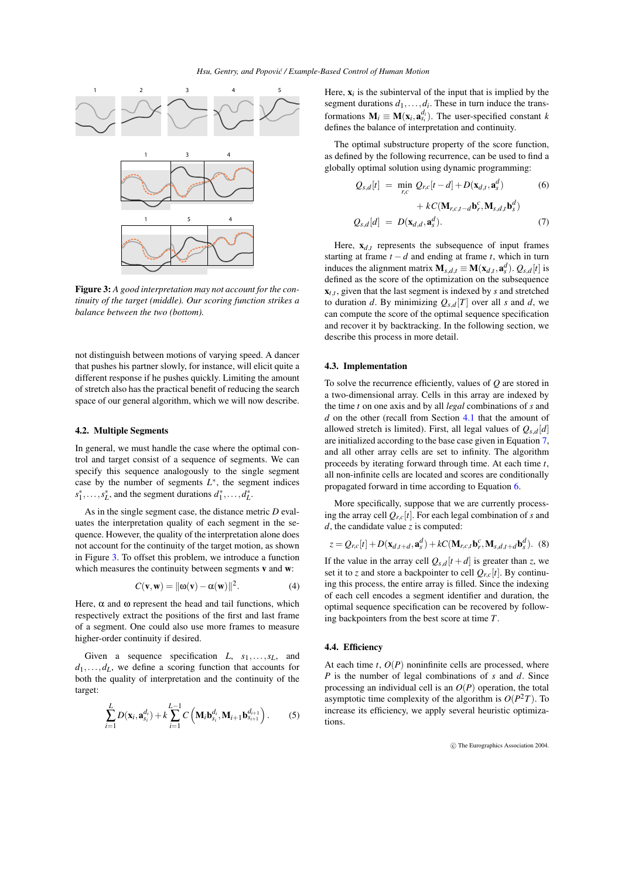**Figure 3:** *A good interpretation may not account for the continuity of the target (middle). Our scoring function strikes a balance between the two (bottom).*

not distinguish between motions of varying speed. A dancer that pushes his partner slowly, for instance, will elicit quite a different response if he pushes quickly. Limiting the amount of stretch also has the practical benefit of reducing the search space of our general algorithm, which we will now describe.

### 4.2. Multiple Segments

In general, we must handle the case where the optimal control and target consist of a sequence of segments. We can specify this sequence analogously to the single segment case by the number of segments $L^*$, the segment indices $s_1^*, \ldots, s_L^*$, and the segment durations $d_1^*, \ldots, d_L^*$.

As in the single segment case, the distance metric $D$ evaluates the interpretation quality of each segment in the sequence. However, the quality of the interpretation alone does not account for the continuity of the target motion, as shown in Figure 3. To offset this problem, we introduce a function which measures the continuity between segments $\mathbf{v}$ and $\mathbf{w}$:

$$C(\mathbf{v}, \mathbf{w}) = \|\omega(\mathbf{v}) - \alpha(\mathbf{w})\|^2. \tag{4}$$

Here, $\alpha$ and $\omega$ represent the head and tail functions, which respectively extract the positions of the first and last frame of a segment. One could also use more frames to measure higher-order continuity if desired.

Given a sequence specification $L$, $s_1, \ldots, s_L$, and $d_1, \ldots, d_L$, we define a scoring function that accounts for both the quality of interpretation and the continuity of the target:

$$\sum_{i=1}^{L} D(\mathbf{x}_i, \mathbf{a}_{s_i}^{d_i}) + k \sum_{i=1}^{L-1} C\left(\mathbf{M}_i \mathbf{b}_{s_i}^{d_i}, \mathbf{M}_{i+1} \mathbf{b}_{s_{i+1}}^{d_{i+1}}\right). \tag{5}$$

Here, $\mathbf{x}_i$ is the subinterval of the input that is implied by the segment durations $d_1, \ldots, d_i$. These in turn induce the transformations $\mathbf{M}_i \equiv \mathbf{M}(\mathbf{x}_i, \mathbf{a}_{s_i}^{d_i})$. The user-specified constant $k$ defines the balance of interpretation and continuity.

The optimal substructure property of the score function, as defined by the following recurrence, can be used to find a globally optimal solution using dynamic programming:

$$Q_{s,d}[t] = \min_{r,c} Q_{r,c}[t-d] + D(\mathbf{x}_{d,t}, \mathbf{a}_s^d) + kC(\mathbf{M}_{r,c,t-d}\mathbf{b}_r^c, \mathbf{M}_{s,d,t}\mathbf{b}_s^d) \tag{6}$$

$$Q_{s,d}[d] = D(\mathbf{x}_{d,d}, \mathbf{a}_s^d). \tag{7}$$

Here, $\mathbf{x}_{d,t}$ represents the subsequence of input frames starting at frame $t-d$ and ending at frame $t$, which in turn induces the alignment matrix $\mathbf{M}_{s,d,t} \equiv \mathbf{M}(\mathbf{x}_{d,t}, \mathbf{a}_s^d)$. $Q_{s,d}[t]$ is defined as the score of the optimization on the subsequence $\mathbf{x}_{t,t}$, given that the last segment is indexed by $s$ and stretched to duration $d$. By minimizing $Q_{s,d}[T]$ over all $s$ and $d$, we can compute the score of the optimal sequence specification and recover it by backtracking. In the following section, we describe this process in more detail.

### 4.3. Implementation

To solve the recurrence efficiently, values of $Q$ are stored in a two-dimensional array. Cells in this array are indexed by the time $t$ on one axis and by all *legal* combinations of $s$ and $d$ on the other (recall from Section 4.1 that the amount of allowed stretch is limited). First, all legal values of $Q_{s,d}[d]$ are initialized according to the base case given in Equation 7, and all other array cells are set to infinity. The algorithm proceeds by iterating forward through time. At each time $t$, all non-infinite cells are located and scores are conditionally propagated forward in time according to Equation 6.

More specifically, suppose that we are currently processing the array cell $Q_{r,c}[t]$. For each legal combination of $s$ and $d$, the candidate value $z$ is computed:

$$z = Q_{r,c}[t] + D(\mathbf{x}_{d,t+d}, \mathbf{a}_s^d) + kC(\mathbf{M}_{r,c,t}\mathbf{b}_r^c, \mathbf{M}_{s,d,t+d}\mathbf{b}_s^d). \tag{8}$$

If the value in the array cell $Q_{s,d}[t+d]$ is greater than $z$, we set it to $z$ and store a backpointer to cell $Q_{r,c}[t]$. By continuing this process, the entire array is filled. Since the indexing of each cell encodes a segment identifier and duration, the optimal sequence specification can be recovered by following backpointers from the best score at time $T$.

### 4.4. Efficiency

At each time $t$, $O(P)$ noninfinite cells are processed, where $P$ is the number of legal combinations of $s$ and $d$. Since processing an individual cell is an $O(P)$ operation, the total asymptotic time complexity of the algorithm is $O(P^2T)$. To increase its efficiency, we apply several heuristic optimizations.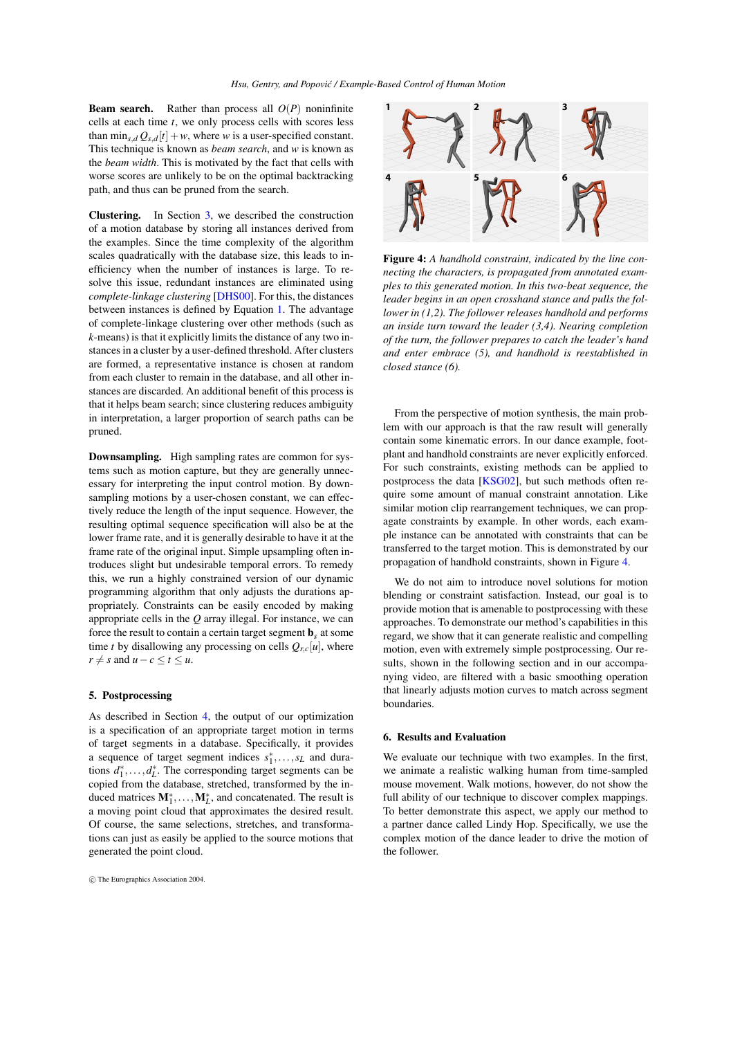**Beam search.** Rather than process all $O(P)$ noninfinite cells at each time $t$, we only process cells with scores less than $\min_{s,d} Q_{s,d}[t] + w$, where $w$ is a user-specified constant. This technique is known as *beam search*, and $w$ is known as the *beam width*. This is motivated by the fact that cells with worse scores are unlikely to be on the optimal backtracking path, and thus can be pruned from the search.

**Clustering.** In Section 3, we described the construction of a motion database by storing all instances derived from the examples. Since the time complexity of the algorithm scales quadratically with the database size, this leads to inefficiency when the number of instances is large. To resolve this issue, redundant instances are eliminated using *complete-linkage clustering* [DHS00]. For this, the distances between instances is defined by Equation 1. The advantage of complete-linkage clustering over other methods (such as $k$-means) is that it explicitly limits the distance of any two instances in a cluster by a user-defined threshold. After clusters are formed, a representative instance is chosen at random from each cluster to remain in the database, and all other instances are discarded. An additional benefit of this process is that it helps beam search; since clustering reduces ambiguity in interpretation, a larger proportion of search paths can be pruned.

**Downsampling.** High sampling rates are common for systems such as motion capture, but they are generally unnecessary for interpreting the input control motion. By downsampling motions by a user-chosen constant, we can effectively reduce the length of the input sequence. However, the resulting optimal sequence specification will also be at the lower frame rate, and it is generally desirable to have it at the frame rate of the original input. Simple upsampling often introduces slight but undesirable temporal errors. To remedy this, we run a highly constrained version of our dynamic programming algorithm that only adjusts the durations appropriately. Constraints can be easily encoded by making appropriate cells in the $Q$ array illegal. For instance, we can force the result to contain a certain target segment $\mathbf{b}_s$ at some time $t$ by disallowing any processing on cells $Q_{r,c}[u]$, where $r \neq s$ and $u - c \leq t \leq u$.

## 5. Postprocessing

As described in Section 4, the output of our optimization is a specification of an appropriate target motion in terms of target segments in a database. Specifically, it provides a sequence of target segment indices $s_1^*, \ldots, s_L$ and durations $d_1^*, \ldots, d_L^*$. The corresponding target segments can be copied from the database, stretched, transformed by the induced matrices $\mathbf{M}_1^*, \ldots, \mathbf{M}_L^*$, and concatenated. The result is a moving point cloud that approximates the desired result. Of course, the same selections, stretches, and transformations can just as easily be applied to the source motions that generated the point cloud.

**Figure 4:** *A handhold constraint, indicated by the line connecting the characters, is propagated from annotated examples to this generated motion. In this two-beat sequence, the leader begins in an open crosshand stance and pulls the follower in (1,2). The follower releases handhold and performs an inside turn toward the leader (3,4). Nearing completion of the turn, the follower prepares to catch the leader's hand and enter embrace (5), and handhold is reestablished in closed stance (6).*

From the perspective of motion synthesis, the main problem with our approach is that the raw result will generally contain some kinematic errors. In our dance example, footplant and handhold constraints are never explicitly enforced. For such constraints, existing methods can be applied to postprocess the data [KSG02], but such methods often require some amount of manual constraint annotation. Like similar motion clip rearrangement techniques, we can propagate constraints by example. In other words, each example instance can be annotated with constraints that can be transferred to the target motion. This is demonstrated by our propagation of handhold constraints, shown in Figure 4.

We do not aim to introduce novel solutions for motion blending or constraint satisfaction. Instead, our goal is to provide motion that is amenable to postprocessing with these approaches. To demonstrate our method's capabilities in this regard, we show that it can generate realistic and compelling motion, even with extremely simple postprocessing. Our results, shown in the following section and in our accompanying video, are filtered with a basic smoothing operation that linearly adjusts motion curves to match across segment boundaries.

## 6. Results and Evaluation

We evaluate our technique with two examples. In the first, we animate a realistic walking human from time-sampled mouse movement. Walk motions, however, do not show the full ability of our technique to discover complex mappings. To better demonstrate this aspect, we apply our method to a partner dance called Lindy Hop. Specifically, we use the complex motion of the dance leader to drive the motion of the follower.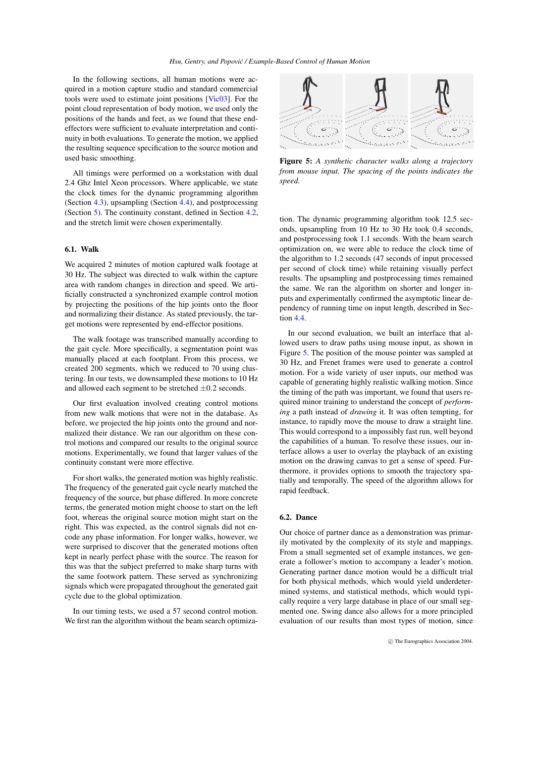In the following sections, all human motions were acquired in a motion capture studio and standard commercial tools were used to estimate joint positions [Vic03]. For the point cloud representation of body motion, we used only the positions of the hands and feet, as we found that these end-effectors were sufficient to evaluate interpretation and continuity in both evaluations. To generate the motion, we applied the resulting sequence specification to the source motion and used basic smoothing.

All timings were performed on a workstation with dual 2.4 Ghz Intel Xeon processors. Where applicable, we state the clock times for the dynamic programming algorithm (Section 4.3), upsampling (Section 4.4), and postprocessing (Section 5). The continuity constant, defined in Section 4.2, and the stretch limit were chosen experimentally.

### 6.1. Walk

We acquired 2 minutes of motion captured walk footage at 30 Hz. The subject was directed to walk within the capture area with random changes in direction and speed. We artificially constructed a synchronized example control motion by projecting the positions of the hip joints onto the floor and normalizing their distance. As stated previously, the target motions were represented by end-effector positions.

The walk footage was transcribed manually according to the gait cycle. More specifically, a segmentation point was manually placed at each footplant. From this process, we created 200 segments, which we reduced to 70 using clustering. In our tests, we downsampled these motions to 10 Hz and allowed each segment to be stretched $\pm 0.2$ seconds.

Our first evaluation involved creating control motions from new walk motions that were not in the database. As before, we projected the hip joints onto the ground and normalized their distance. We ran our algorithm on these control motions and compared our results to the original source motions. Experimentally, we found that larger values of the continuity constant were more effective.

For short walks, the generated motion was highly realistic. The frequency of the generated gait cycle nearly matched the frequency of the source, but phase differed. In more concrete terms, the generated motion might choose to start on the left foot, whereas the original source motion might start on the right. This was expected, as the control signals did not encode any phase information. For longer walks, however, we were surprised to discover that the generated motions often kept in nearly perfect phase with the source. The reason for this was that the subject preferred to make sharp turns with the same footwork pattern. These served as synchronizing signals which were propagated throughout the generated gait cycle due to the global optimization.

In our timing tests, we used a 57 second control motion. We first ran the algorithm without the beam search optimization. The dynamic programming algorithm took 12.5 seconds, upsampling from 10 Hz to 30 Hz took 0.4 seconds, and postprocessing took 1.1 seconds. With the beam search optimization on, we were able to reduce the clock time of the algorithm to 1.2 seconds (47 seconds of input processed per second of clock time) while retaining visually perfect results. The upsampling and postprocessing times remained the same. We ran the algorithm on shorter and longer inputs and experimentally confirmed the asymptotic linear dependency of running time on input length, described in Section 4.4.

**Figure 5:** *A synthetic character walks along a trajectory from mouse input. The spacing of the points indicates the speed.*

In our second evaluation, we built an interface that allowed users to draw paths using mouse input, as shown in Figure 5. The position of the mouse pointer was sampled at 30 Hz, and Frenet frames were used to generate a control motion. For a wide variety of user inputs, our method was capable of generating highly realistic walking motion. Since the timing of the path was important, we found that users required minor training to understand the concept of *performing* a path instead of *drawing* it. It was often tempting, for instance, to rapidly move the mouse to draw a straight line. This would correspond to a impossibly fast run, well beyond the capabilities of a human. To resolve these issues, our interface allows a user to overlay the playback of an existing motion on the drawing canvas to get a sense of speed. Furthermore, it provides options to smooth the trajectory spatially and temporally. The speed of the algorithm allows for rapid feedback.

### 6.2. Dance

Our choice of partner dance as a demonstration was primarily motivated by the complexity of its style and mappings. From a small segmented set of example instances, we generate a follower's motion to accompany a leader's motion. Generating partner dance motion would be a difficult trial for both physical methods, which would yield underdetermined systems, and statistical methods, which would typically require a very large database in place of our small segmented one. Swing dance also allows for a more principled evaluation of our results than most types of motion, since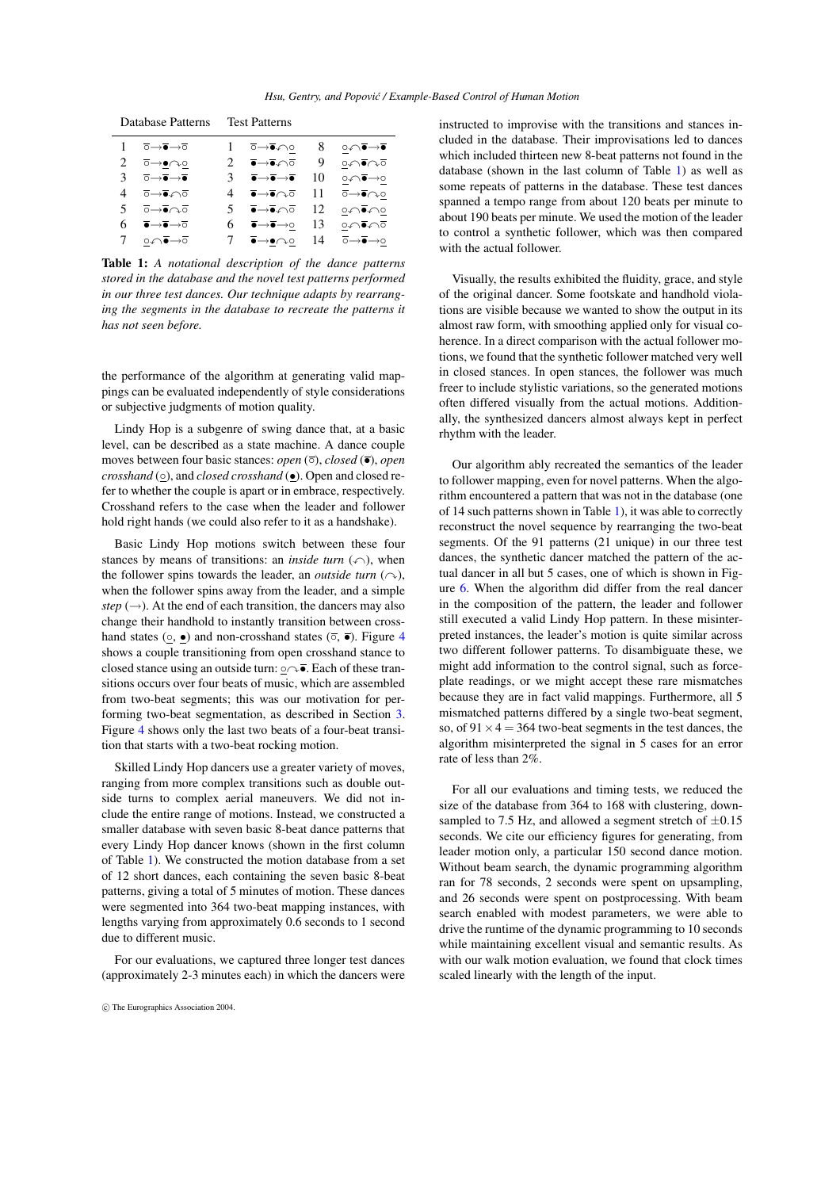| Database Patterns | | Test Patterns | | | |
|---|---|---|---|---|---|
| 1 | $\bar{\circ}\rightarrow\bar{\bullet}\rightarrow\bar{\circ}$ | 1 | $\bar{\circ}\rightarrow\bar{\bullet}\curvearrowleft\underline{\circ}$ | 8 | $\underline{\circ}\curvearrowright\bar{\bullet}\rightarrow\bar{\bullet}$ |
| 2 | $\bar{\circ}\rightarrow\underline{\bullet}\curvearrowright\underline{\circ}$ | 2 | $\bar{\bullet}\rightarrow\bar{\bullet}\curvearrowleft\bar{\circ}$ | 9 | $\underline{\circ}\curvearrowright\bar{\bullet}\curvearrowright\bar{\circ}$ |
| 3 | $\bar{\circ}\rightarrow\bar{\bullet}\rightarrow\bar{\bullet}$ | 3 | $\bar{\bullet}\rightarrow\bar{\bullet}\rightarrow\bar{\bullet}$ | 10 | $\underline{\circ}\curvearrowright\bar{\bullet}\rightarrow\underline{\circ}$ |
| 4 | $\bar{\circ}\rightarrow\bar{\bullet}\curvearrowleft\bar{\circ}$ | 4 | $\bar{\bullet}\rightarrow\bar{\bullet}\curvearrowright\bar{\circ}$ | 11 | $\bar{\circ}\rightarrow\bar{\bullet}\curvearrowright\underline{\circ}$ |
| 5 | $\bar{\circ}\rightarrow\bar{\bullet}\curvearrowright\bar{\circ}$ | 5 | $\bar{\bullet}\rightarrow\bar{\bullet}\curvearrowleft\bar{\circ}$ | 12 | $\underline{\circ}\curvearrowright\bar{\bullet}\curvearrowleft\underline{\circ}$ |
| 6 | $\bar{\bullet}\rightarrow\bar{\bullet}\rightarrow\bar{\circ}$ | 6 | $\bar{\bullet}\rightarrow\bar{\bullet}\rightarrow\underline{\circ}$ | 13 | $\underline{\circ}\curvearrowright\bar{\bullet}\curvearrowleft\bar{\circ}$ |
| 7 | $\underline{\circ}\curvearrowright\bar{\bullet}\rightarrow\bar{\circ}$ | 7 | $\bar{\bullet}\rightarrow\underline{\bullet}\curvearrowright\underline{\circ}$ | 14 | $\bar{\circ}\rightarrow\bar{\bullet}\rightarrow\underline{\circ}$ |

**Table 1:** *A notational description of the dance patterns stored in the database and the novel test patterns performed in our three test dances. Our technique adapts by rearranging the segments in the database to recreate the patterns it has not seen before.*

the performance of the algorithm at generating valid mappings can be evaluated independently of style considerations or subjective judgments of motion quality.

Lindy Hop is a subgenre of swing dance that, at a basic level, can be described as a state machine. A dance couple moves between four basic stances: *open* ($\bar{\circ}$), *closed* ($\bar{\bullet}$), *open crosshand* ($\underline{\circ}$), and *closed crosshand* ($\underline{\bullet}$). Open and closed refer to whether the couple is apart or in embrace, respectively. Crosshand refers to the case when the leader and follower hold right hands (we could also refer to it as a handshake).

Basic Lindy Hop motions switch between these four stances by means of transitions: an *inside turn* ($\curvearrowleft$), when the follower spins towards the leader, an *outside turn* ($\curvearrowright$), when the follower spins away from the leader, and a simple *step* ($\rightarrow$). At the end of each transition, the dancers may also change their handhold to instantly transition between crosshand states ($\underline{\circ}$, $\underline{\bullet}$) and non-crosshand states ($\bar{\circ}$, $\bar{\bullet}$). Figure 4 shows a couple transitioning from open crosshand stance to closed stance using an outside turn: $\underline{\circ}\curvearrowright\bar{\bullet}$. Each of these transitions occurs over four beats of music, which are assembled from two-beat segments; this was our motivation for performing two-beat segmentation, as described in Section 3. Figure 4 shows only the last two beats of a four-beat transition that starts with a two-beat rocking motion.

Skilled Lindy Hop dancers use a greater variety of moves, ranging from more complex transitions such as double outside turns to complex aerial maneuvers. We did not include the entire range of motions. Instead, we constructed a smaller database with seven basic 8-beat dance patterns that every Lindy Hop dancer knows (shown in the first column of Table 1). We constructed the motion database from a set of 12 short dances, each containing the seven basic 8-beat patterns, giving a total of 5 minutes of motion. These dances were segmented into 364 two-beat mapping instances, with lengths varying from approximately 0.6 seconds to 1 second due to different music.

For our evaluations, we captured three longer test dances (approximately 2-3 minutes each) in which the dancers were instructed to improvise with the transitions and stances included in the database. Their improvisations led to dances which included thirteen new 8-beat patterns not found in the database (shown in the last column of Table 1) as well as some repeats of patterns in the database. These test dances spanned a tempo range from about 120 beats per minute to about 190 beats per minute. We used the motion of the leader to control a synthetic follower, which was then compared with the actual follower.

Visually, the results exhibited the fluidity, grace, and style of the original dancer. Some footskate and handhold violations are visible because we wanted to show the output in its almost raw form, with smoothing applied only for visual coherence. In a direct comparison with the actual follower motions, we found that the synthetic follower matched very well in closed stances. In open stances, the follower was much freer to include stylistic variations, so the generated motions often differed visually from the actual motions. Additionally, the synthesized dancers almost always kept in perfect rhythm with the leader.

Our algorithm ably recreated the semantics of the leader to follower mapping, even for novel patterns. When the algorithm encountered a pattern that was not in the database (one of 14 such patterns shown in Table 1), it was able to correctly reconstruct the novel sequence by rearranging the two-beat segments. Of the 91 patterns (21 unique) in our three test dances, the synthetic dancer matched the pattern of the actual dancer in all but 5 cases, one of which is shown in Figure 6. When the algorithm did differ from the real dancer in the composition of the pattern, the leader and follower still executed a valid Lindy Hop pattern. In these misinterpreted instances, the leader's motion is quite similar across two different follower patterns. To disambiguate these, we might add information to the control signal, such as force-plate readings, or we might accept these rare mismatches because they are in fact valid mappings. Furthermore, all 5 mismatched patterns differed by a single two-beat segment, so, of $91 \times 4 = 364$ two-beat segments in the test dances, the algorithm misinterpreted the signal in 5 cases for an error rate of less than 2%.

For all our evaluations and timing tests, we reduced the size of the database from 364 to 168 with clustering, downsampled to 7.5 Hz, and allowed a segment stretch of $\pm 0.15$ seconds. We cite our efficiency figures for generating, from leader motion only, a particular 150 second dance motion. Without beam search, the dynamic programming algorithm ran for 78 seconds, 2 seconds were spent on upsampling, and 26 seconds were spent on postprocessing. With beam search enabled with modest parameters, we were able to drive the runtime of the dynamic programming to 10 seconds while maintaining excellent visual and semantic results. As with our walk motion evaluation, we found that clock times scaled linearly with the length of the input.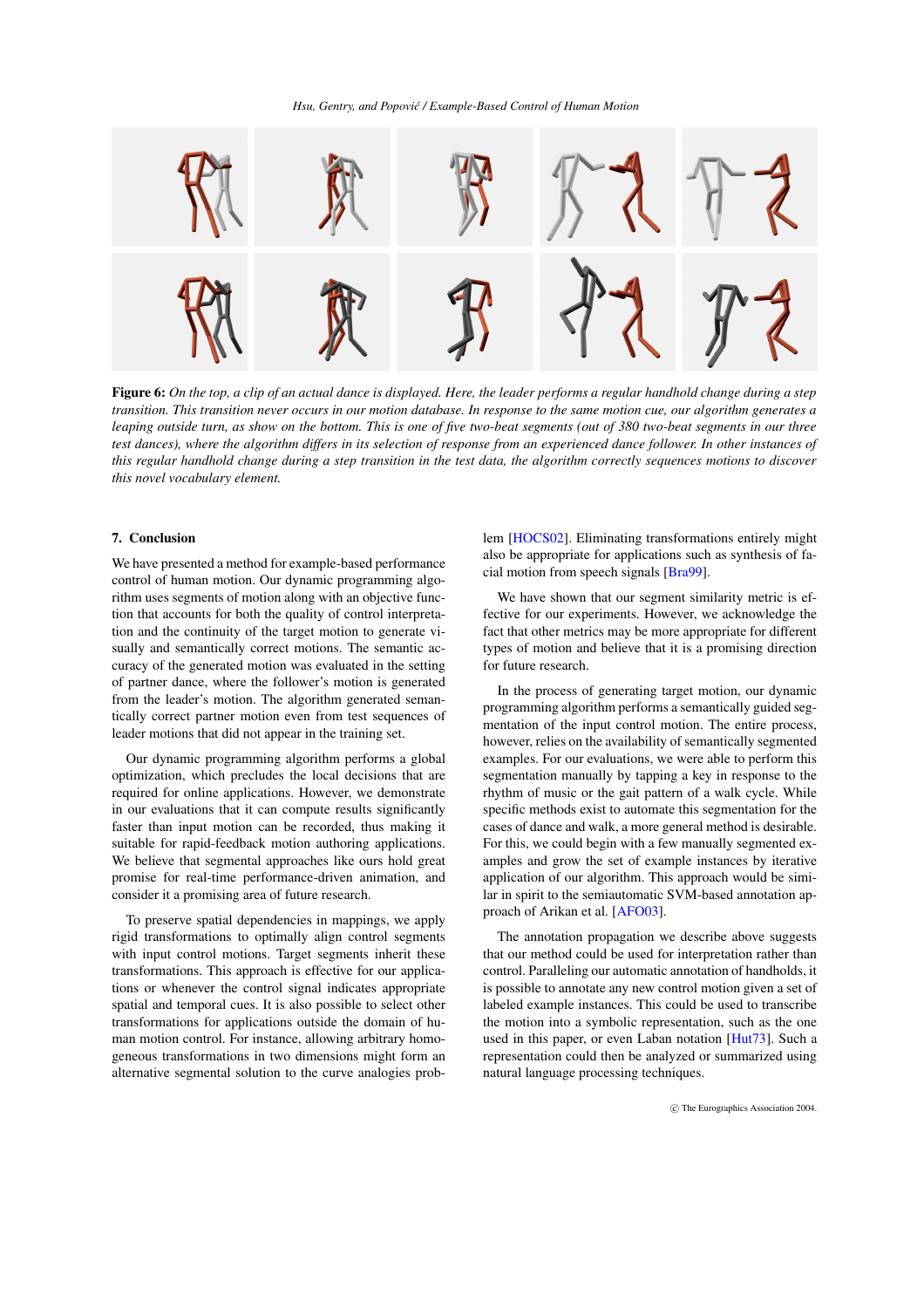**Figure 6:** *On the top, a clip of an actual dance is displayed. Here, the leader performs a regular handhold change during a step transition. This transition never occurs in our motion database. In response to the same motion cue, our algorithm generates a leaping outside turn, as show on the bottom. This is one of five two-beat segments (out of 380 two-beat segments in our three test dances), where the algorithm differs in its selection of response from an experienced dance follower. In other instances of this regular handhold change during a step transition in the test data, the algorithm correctly sequences motions to discover this novel vocabulary element.*

## 7. Conclusion

We have presented a method for example-based performance control of human motion. Our dynamic programming algorithm uses segments of motion along with an objective function that accounts for both the quality of control interpretation and the continuity of the target motion to generate visually and semantically correct motions. The semantic accuracy of the generated motion was evaluated in the setting of partner dance, where the follower's motion is generated from the leader's motion. The algorithm generated semantically correct partner motion even from test sequences of leader motions that did not appear in the training set.

Our dynamic programming algorithm performs a global optimization, which precludes the local decisions that are required for online applications. However, we demonstrate in our evaluations that it can compute results significantly faster than input motion can be recorded, thus making it suitable for rapid-feedback motion authoring applications. We believe that segmental approaches like ours hold great promise for real-time performance-driven animation, and consider it a promising area of future research.

To preserve spatial dependencies in mappings, we apply rigid transformations to optimally align control segments with input control motions. Target segments inherit these transformations. This approach is effective for our applications or whenever the control signal indicates appropriate spatial and temporal cues. It is also possible to select other transformations for applications outside the domain of human motion control. For instance, allowing arbitrary homogeneous transformations in two dimensions might form an alternative segmental solution to the curve analogies problem [HOCS02]. Eliminating transformations entirely might also be appropriate for applications such as synthesis of facial motion from speech signals [Bra99].

We have shown that our segment similarity metric is effective for our experiments. However, we acknowledge the fact that other metrics may be more appropriate for different types of motion and believe that it is a promising direction for future research.

In the process of generating target motion, our dynamic programming algorithm performs a semantically guided segmentation of the input control motion. The entire process, however, relies on the availability of semantically segmented examples. For our evaluations, we were able to perform this segmentation manually by tapping a key in response to the rhythm of music or the gait pattern of a walk cycle. While specific methods exist to automate this segmentation for the cases of dance and walk, a more general method is desirable. For this, we could begin with a few manually segmented examples and grow the set of example instances by iterative application of our algorithm. This approach would be similar in spirit to the semiautomatic SVM-based annotation approach of Arikan et al. [AFO03].

The annotation propagation we describe above suggests that our method could be used for interpretation rather than control. Paralleling our automatic annotation of handholds, it is possible to annotate any new control motion given a set of labeled example instances. This could be used to transcribe the motion into a symbolic representation, such as the one used in this paper, or even Laban notation [Hut73]. Such a representation could then be analyzed or summarized using natural language processing techniques.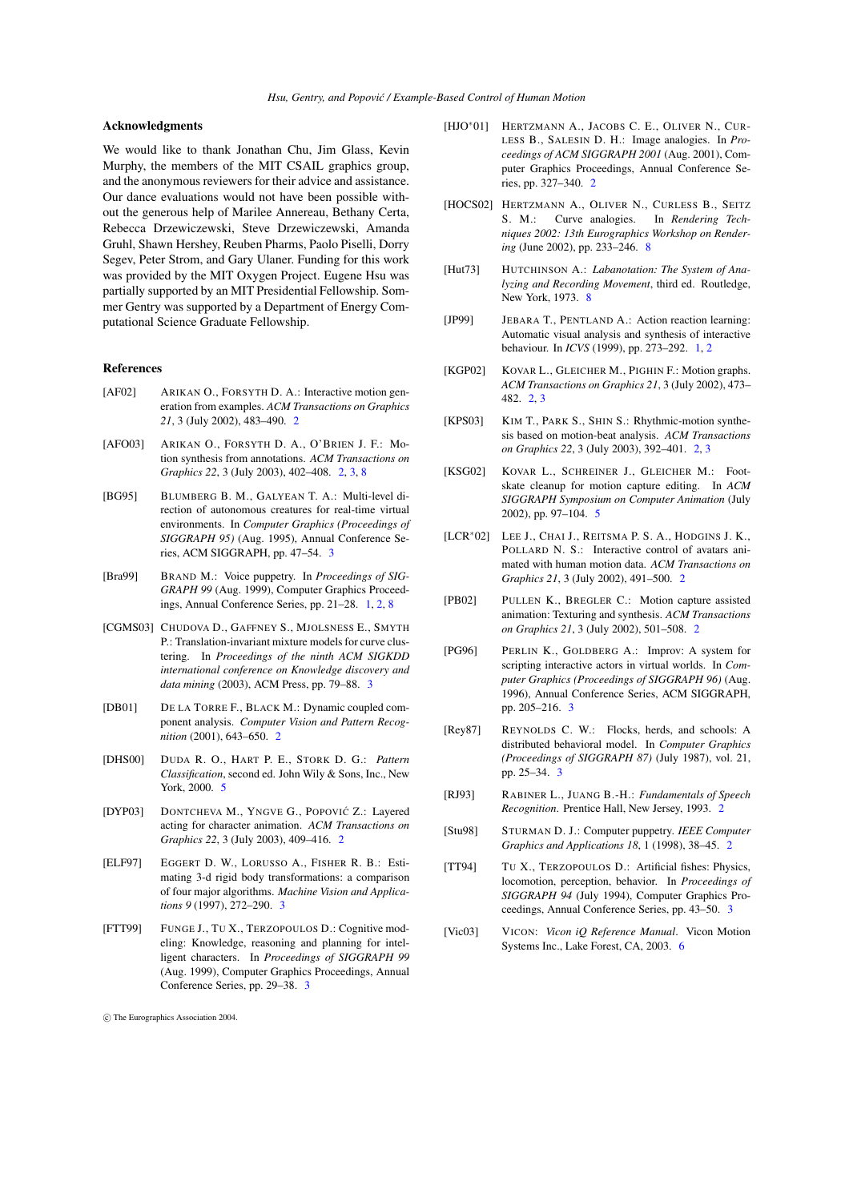## Acknowledgments

We would like to thank Jonathan Chu, Jim Glass, Kevin Murphy, the members of the MIT CSAIL graphics group, and the anonymous reviewers for their advice and assistance. Our dance evaluations would not have been possible without the generous help of Marilee Annereau, Bethany Certa, Rebecca Drzewiczewski, Steve Drzewiczewski, Amanda Gruhl, Shawn Hershey, Reuben Pharms, Paolo Piselli, Dorry Segev, Peter Strom, and Gary Ulaner. Funding for this work was provided by the MIT Oxygen Project. Eugene Hsu was partially supported by an MIT Presidential Fellowship. Sommer Gentry was supported by a Department of Energy Computational Science Graduate Fellowship.

## References

[AF02] ARIKAN O., FORSYTH D. A.: Interactive motion generation from examples. *ACM Transactions on Graphics 21*, 3 (July 2002), 483–490. 2

[AFO03] ARIKAN O., FORSYTH D. A., O'BRIEN J. F.: Motion synthesis from annotations. *ACM Transactions on Graphics 22*, 3 (July 2003), 402–408. 2, 3, 8

[BG95] BLUMBERG B. M., GALYEAN T. A.: Multi-level direction of autonomous creatures for real-time virtual environments. In *Computer Graphics (Proceedings of SIGGRAPH 95)* (Aug. 1995), Annual Conference Series, ACM SIGGRAPH, pp. 47–54. 3

[Bra99] BRAND M.: Voice puppetry. In *Proceedings of SIGGRAPH 99* (Aug. 1999), Computer Graphics Proceedings, Annual Conference Series, pp. 21–28. 1, 2, 8

[CGMS03] CHUDOVA D., GAFFNEY S., MJOLSNESS E., SMYTH P.: Translation-invariant mixture models for curve clustering. In *Proceedings of the ninth ACM SIGKDD international conference on Knowledge discovery and data mining* (2003), ACM Press, pp. 79–88. 3

[DB01] DE LA TORRE F., BLACK M.: Dynamic coupled component analysis. *Computer Vision and Pattern Recognition* (2001), 643–650. 2

[DHS00] DUDA R. O., HART P. E., STORK D. G.: *Pattern Classification*, second ed. John Wily & Sons, Inc., New York, 2000. 5

[DYP03] DONTCHEVA M., YNGVE G., POPOVIĆ Z.: Layered acting for character animation. *ACM Transactions on Graphics 22*, 3 (July 2003), 409–416. 2

[ELF97] EGGERT D. W., LORUSSO A., FISHER R. B.: Estimating 3-d rigid body transformations: a comparison of four major algorithms. *Machine Vision and Applications 9* (1997), 272–290. 3

[FTT99] FUNGE J., TU X., TERZOPOULOS D.: Cognitive modeling: Knowledge, reasoning and planning for intelligent characters. In *Proceedings of SIGGRAPH 99* (Aug. 1999), Computer Graphics Proceedings, Annual Conference Series, pp. 29–38. 3

[HJO\*01] HERTZMANN A., JACOBS C. E., OLIVER N., CURLESS B., SALESIN D. H.: Image analogies. In *Proceedings of ACM SIGGRAPH 2001* (Aug. 2001), Computer Graphics Proceedings, Annual Conference Series, pp. 327–340. 2

[HOCS02] HERTZMANN A., OLIVER N., CURLESS B., SEITZ S. M.: Curve analogies. In *Rendering Techniques 2002: 13th Eurographics Workshop on Rendering* (June 2002), pp. 233–246. 8

[Hut73] HUTCHINSON A.: *Labanotation: The System of Analyzing and Recording Movement*, third ed. Routledge, New York, 1973. 8

[JP99] JEBARA T., PENTLAND A.: Action reaction learning: Automatic visual analysis and synthesis of interactive behaviour. In *ICVS* (1999), pp. 273–292. 1, 2

[KGP02] KOVAR L., GLEICHER M., PIGHIN F.: Motion graphs. *ACM Transactions on Graphics 21*, 3 (July 2002), 473–482. 2, 3

[KPS03] KIM T., PARK S., SHIN S.: Rhythmic-motion synthesis based on motion-beat analysis. *ACM Transactions on Graphics 22*, 3 (July 2003), 392–401. 2, 3

[KSG02] KOVAR L., SCHREINER J., GLEICHER M.: Footskate cleanup for motion capture editing. In *ACM SIGGRAPH Symposium on Computer Animation* (July 2002), pp. 97–104. 5

[LCR\*02] LEE J., CHAI J., REITSMA P. S. A., HODGINS J. K., POLLARD N. S.: Interactive control of avatars animated with human motion data. *ACM Transactions on Graphics 21*, 3 (July 2002), 491–500. 2

[PB02] PULLEN K., BREGLER C.: Motion capture assisted animation: Texturing and synthesis. *ACM Transactions on Graphics 21*, 3 (July 2002), 501–508. 2

[PG96] PERLIN K., GOLDBERG A.: Improv: A system for scripting interactive actors in virtual worlds. In *Computer Graphics (Proceedings of SIGGRAPH 96)* (Aug. 1996), Annual Conference Series, ACM SIGGRAPH, pp. 205–216. 3

[Rey87] REYNOLDS C. W.: Flocks, herds, and schools: A distributed behavioral model. In *Computer Graphics (Proceedings of SIGGRAPH 87)* (July 1987), vol. 21, pp. 25–34. 3

[RJ93] RABINER L., JUANG B.-H.: *Fundamentals of Speech Recognition*. Prentice Hall, New Jersey, 1993. 2

[Stu98] STURMAN D. J.: Computer puppetry. *IEEE Computer Graphics and Applications 18*, 1 (1998), 38–45. 2

[TT94] TU X., TERZOPOULOS D.: Artificial fishes: Physics, locomotion, perception, behavior. In *Proceedings of SIGGRAPH 94* (July 1994), Computer Graphics Proceedings, Annual Conference Series, pp. 43–50. 3

[Vic03] VICON: *Vicon iQ Reference Manual*. Vicon Motion Systems Inc., Lake Forest, CA, 2003. 6